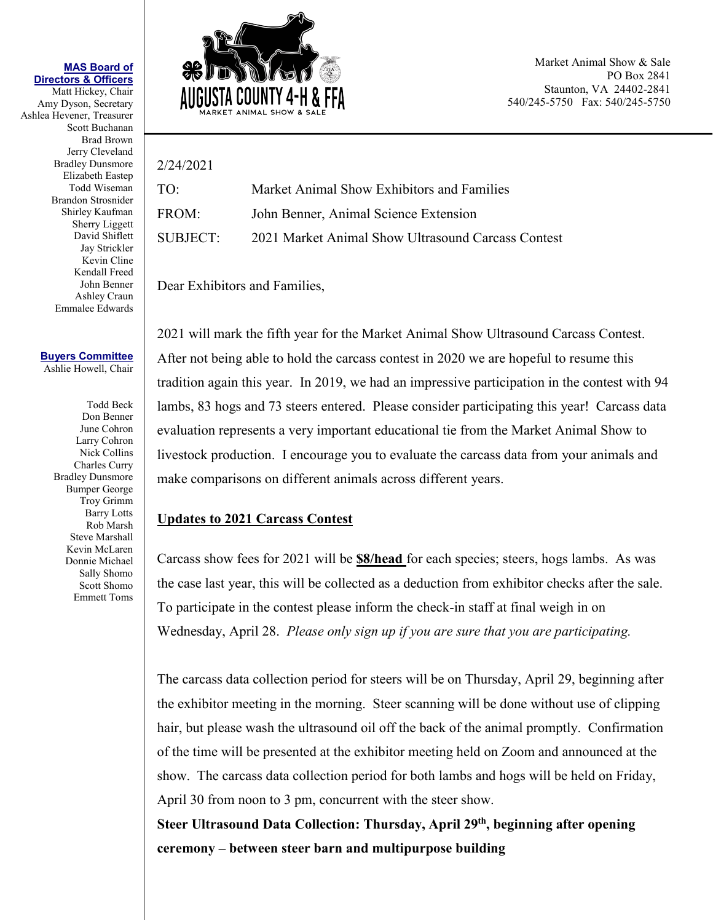**MAS Board of Directors & Officers**
Matt Hickey, Chair
Amy Dyson, Secretary
Ashlea Hevener, Treasurer
Scott Buchanan
Brad Brown
Jerry Cleveland
Bradley Dunsmore
Elizabeth Eastep
Todd Wiseman
Brandon Strosnider
Shirley Kaufman
Sherry Liggett
David Shiflett
Jay Strickler
Kevin Cline
Kendall Freed
John Benner
Ashley Craun
Emmalee Edwards

**Buyers Committee**
Ashlie Howell, Chair

Todd Beck
Don Benner
June Cohron
Larry Cohron
Nick Collins
Charles Curry
Bradley Dunsmore
Bumper George
Troy Grimm
Barry Lotts
Rob Marsh
Steve Marshall
Kevin McLaren
Donnie Michael
Sally Shomo
Scott Shomo
Emmett Toms

AUGUSTA COUNTY 4-H & FFA
MARKET ANIMAL SHOW & SALE

Market Animal Show & Sale
PO Box 2841
Staunton, VA 24402-2841
540/245-5750 Fax: 540/245-5750

2/24/2021

TO: Market Animal Show Exhibitors and Families
FROM: John Benner, Animal Science Extension
SUBJECT: 2021 Market Animal Show Ultrasound Carcass Contest

Dear Exhibitors and Families,

2021 will mark the fifth year for the Market Animal Show Ultrasound Carcass Contest. After not being able to hold the carcass contest in 2020 we are hopeful to resume this tradition again this year. In 2019, we had an impressive participation in the contest with 94 lambs, 83 hogs and 73 steers entered. Please consider participating this year! Carcass data evaluation represents a very important educational tie from the Market Animal Show to livestock production. I encourage you to evaluate the carcass data from your animals and make comparisons on different animals across different years.

**Updates to 2021 Carcass Contest**

Carcass show fees for 2021 will be **$8/head** for each species; steers, hogs lambs. As was the case last year, this will be collected as a deduction from exhibitor checks after the sale. To participate in the contest please inform the check-in staff at final weigh in on Wednesday, April 28. *Please only sign up if you are sure that you are participating.*

The carcass data collection period for steers will be on Thursday, April 29, beginning after the exhibitor meeting in the morning. Steer scanning will be done without use of clipping hair, but please wash the ultrasound oil off the back of the animal promptly. Confirmation of the time will be presented at the exhibitor meeting held on Zoom and announced at the show. The carcass data collection period for both lambs and hogs will be held on Friday, April 30 from noon to 3 pm, concurrent with the steer show.

**Steer Ultrasound Data Collection: Thursday, April 29th, beginning after opening ceremony – between steer barn and multipurpose building**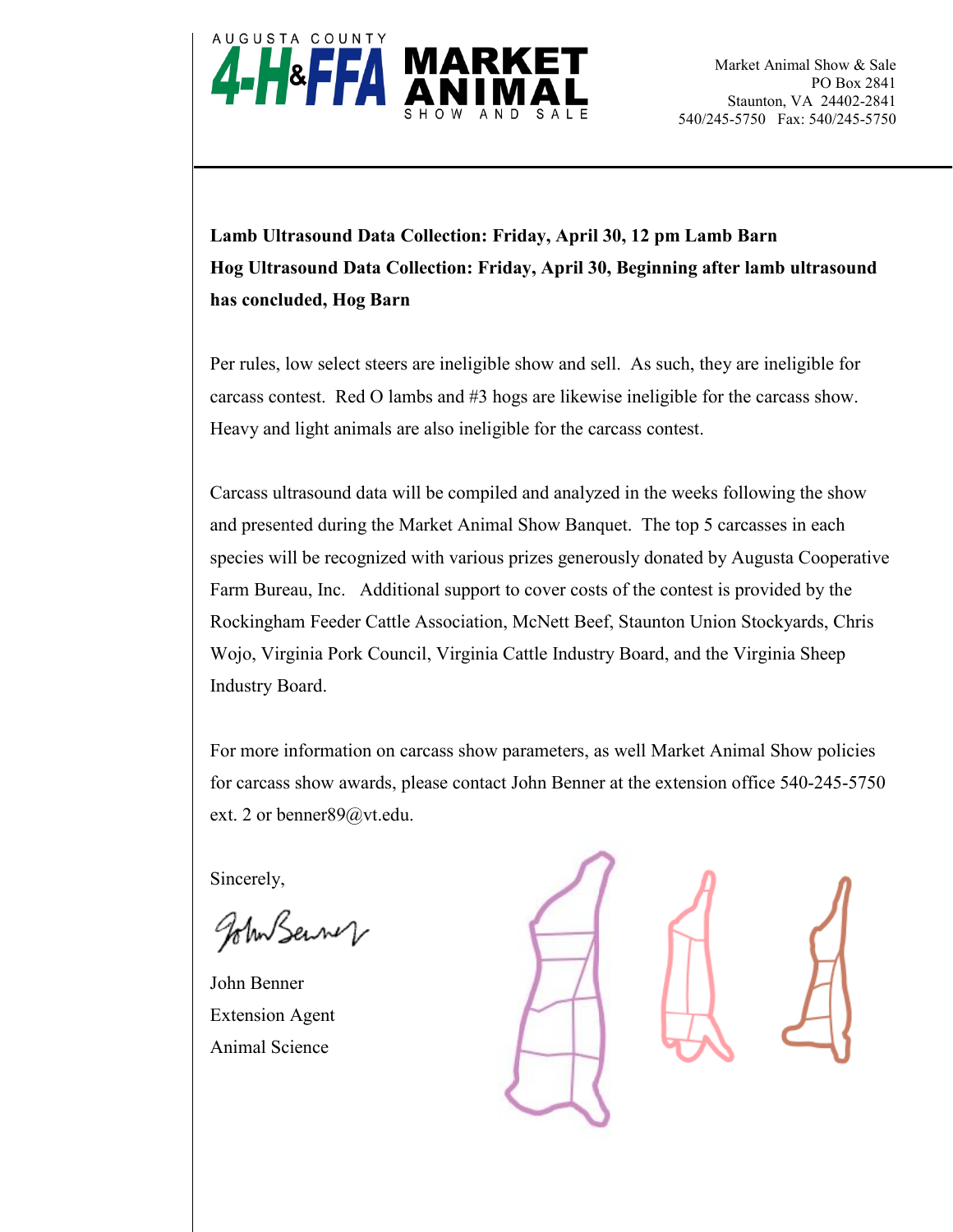**Lamb Ultrasound Data Collection: Friday, April 30, 12 pm Lamb Barn**
**Hog Ultrasound Data Collection: Friday, April 30, Beginning after lamb ultrasound has concluded, Hog Barn**

Per rules, low select steers are ineligible show and sell. As such, they are ineligible for carcass contest. Red O lambs and #3 hogs are likewise ineligible for the carcass show. Heavy and light animals are also ineligible for the carcass contest.

Carcass ultrasound data will be compiled and analyzed in the weeks following the show and presented during the Market Animal Show Banquet. The top 5 carcasses in each species will be recognized with various prizes generously donated by Augusta Cooperative Farm Bureau, Inc. Additional support to cover costs of the contest is provided by the Rockingham Feeder Cattle Association, McNett Beef, Staunton Union Stockyards, Chris Wojo, Virginia Pork Council, Virginia Cattle Industry Board, and the Virginia Sheep Industry Board.

For more information on carcass show parameters, as well Market Animal Show policies for carcass show awards, please contact John Benner at the extension office 540-245-5750 ext. 2 or benner89@vt.edu.

Sincerely,

John Benner

John Benner
Extension Agent
Animal Science